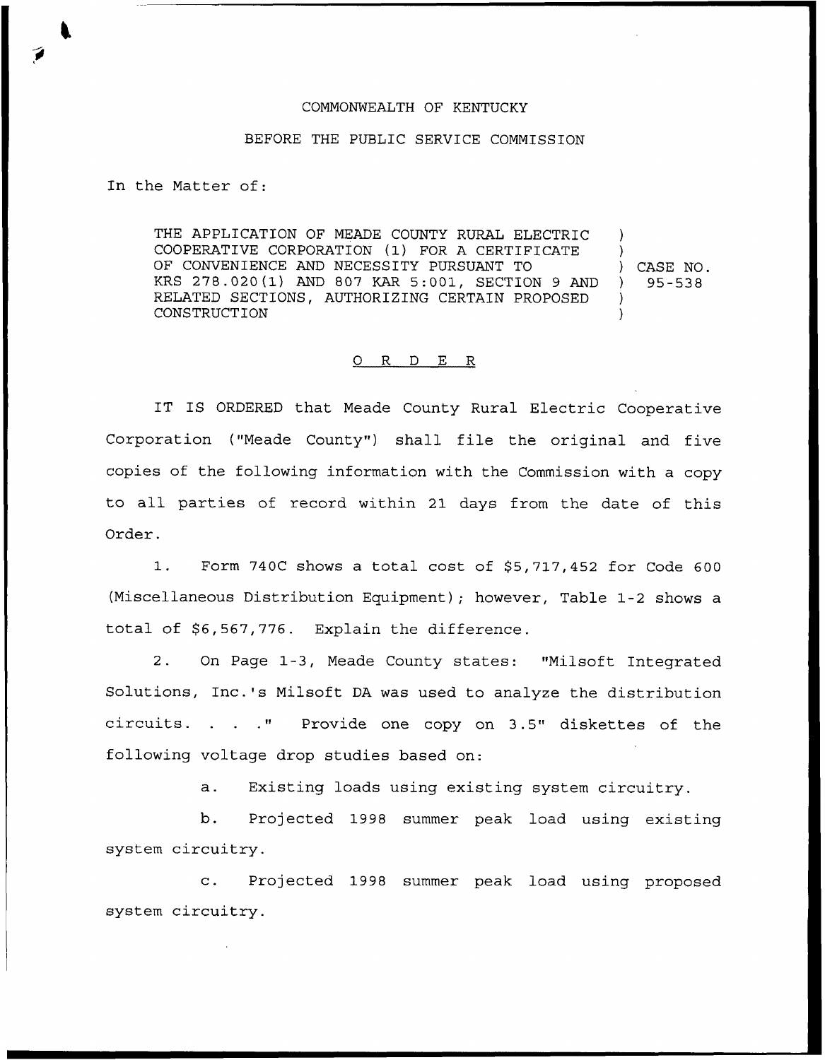COMMONWEALTH OF KENTUCKY

BEFORE THE PUBLIC SERVICE COMMISSION

In the Matter of:

THE APPLICATION OF MEADE COUNTY RURAL ELECTRIC COOPERATIVE CORPORATION (1) FOR A CERTIFICATE OF CONVENIENCE AND NECESSITY PURSUANT TO KRS 278.020(1) AND 807 KAR 5:001, SECTION 9 AND RELATED SECTIONS, AUTHORIZING CERTAIN PROPOSED CONSTRUCTION ) CASE NO. 95-538

O R D E R

IT IS ORDERED that Meade County Rural Electric Cooperative Corporation ("Meade County") shall file the original and five copies of the following information with the Commission with a copy to all parties of record within 21 days from the date of this Order.

1. Form 740C shows a total cost of $5,717,452 for Code 600 (Miscellaneous Distribution Equipment); however, Table 1-2 shows a total of $6,567,776. Explain the difference.

2. On Page 1-3, Meade County states: "Milsoft Integrated Solutions, Inc.'s Milsoft DA was used to analyze the distribution circuits. . . ." Provide one copy on 3.5" diskettes of the following voltage drop studies based on:

a. Existing loads using existing system circuitry.

b. Projected 1998 summer peak load using existing system circuitry.

c. Projected 1998 summer peak load using proposed system circuitry.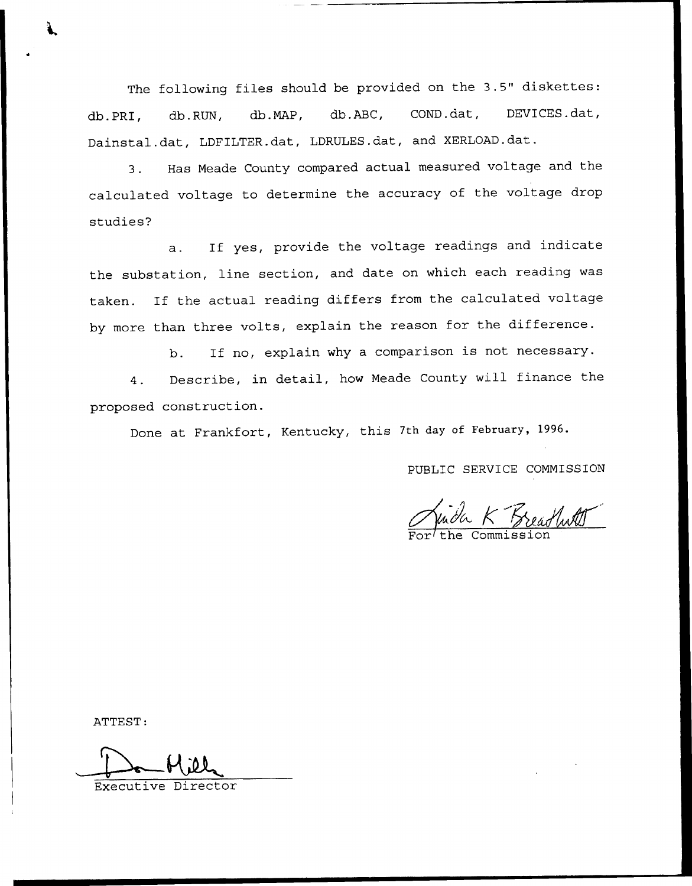The following files should be provided on the 3.5" diskettes: db.PRI, db.RUN, db.MAP, db.ABC, COND.dat, DEVICES.dat, Dainstal.dat, LDFILTER.dat, LDRULES.dat, and XERLOAD.dat.

3. Has Meade County compared actual measured voltage and the calculated voltage to determine the accuracy of the voltage drop studies?

a. If yes, provide the voltage readings and indicate the substation, line section, and date on which each reading was taken. If the actual reading differs from the calculated voltage by more than three volts, explain the reason for the difference.

b. If no, explain why a comparison is not necessary.

4. Describe, in detail, how Meade County will finance the proposed construction.

Done at Frankfort, Kentucky, this 7th day of February, 1996.

PUBLIC SERVICE COMMISSION

For the Commission

ATTEST:

Executive Director